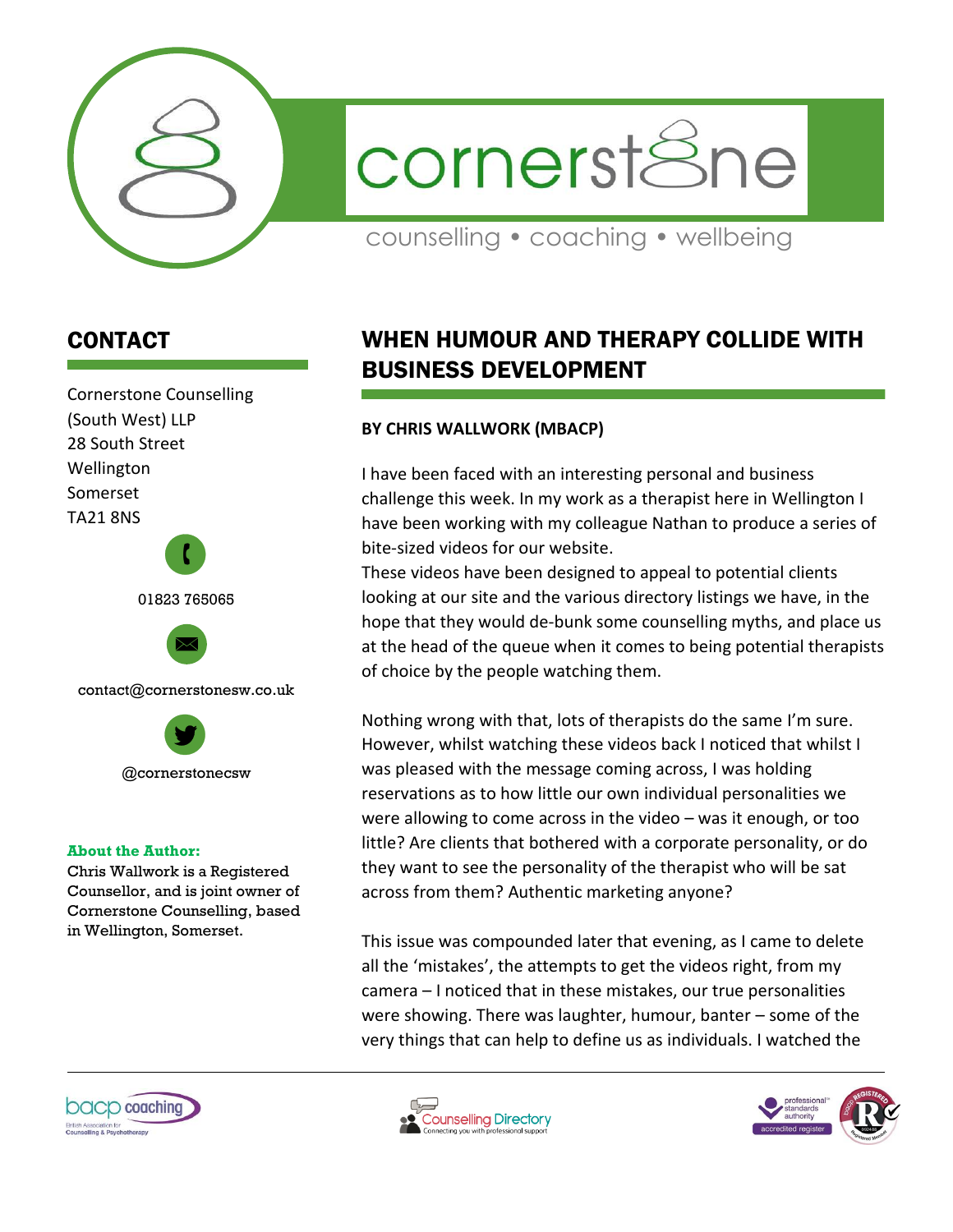cornerstone

counselling • coaching • wellbeing

## CONTACT

Cornerstone Counselling (South West) LLP
28 South Street
Wellington
Somerset
TA21 8NS

01823 765065

contact@cornerstonesw.co.uk

@cornerstonecsw

**About the Author:**
Chris Wallwork is a Registered Counsellor, and is joint owner of Cornerstone Counselling, based in Wellington, Somerset.

# WHEN HUMOUR AND THERAPY COLLIDE WITH BUSINESS DEVELOPMENT

**BY CHRIS WALLWORK (MBACP)**

I have been faced with an interesting personal and business challenge this week. In my work as a therapist here in Wellington I have been working with my colleague Nathan to produce a series of bite-sized videos for our website.
These videos have been designed to appeal to potential clients looking at our site and the various directory listings we have, in the hope that they would de-bunk some counselling myths, and place us at the head of the queue when it comes to being potential therapists of choice by the people watching them.

Nothing wrong with that, lots of therapists do the same I'm sure. However, whilst watching these videos back I noticed that whilst I was pleased with the message coming across, I was holding reservations as to how little our own individual personalities we were allowing to come across in the video – was it enough, or too little? Are clients that bothered with a corporate personality, or do they want to see the personality of the therapist who will be sat across from them? Authentic marketing anyone?

This issue was compounded later that evening, as I came to delete all the 'mistakes', the attempts to get the videos right, from my camera – I noticed that in these mistakes, our true personalities were showing. There was laughter, humour, banter – some of the very things that can help to define us as individuals. I watched the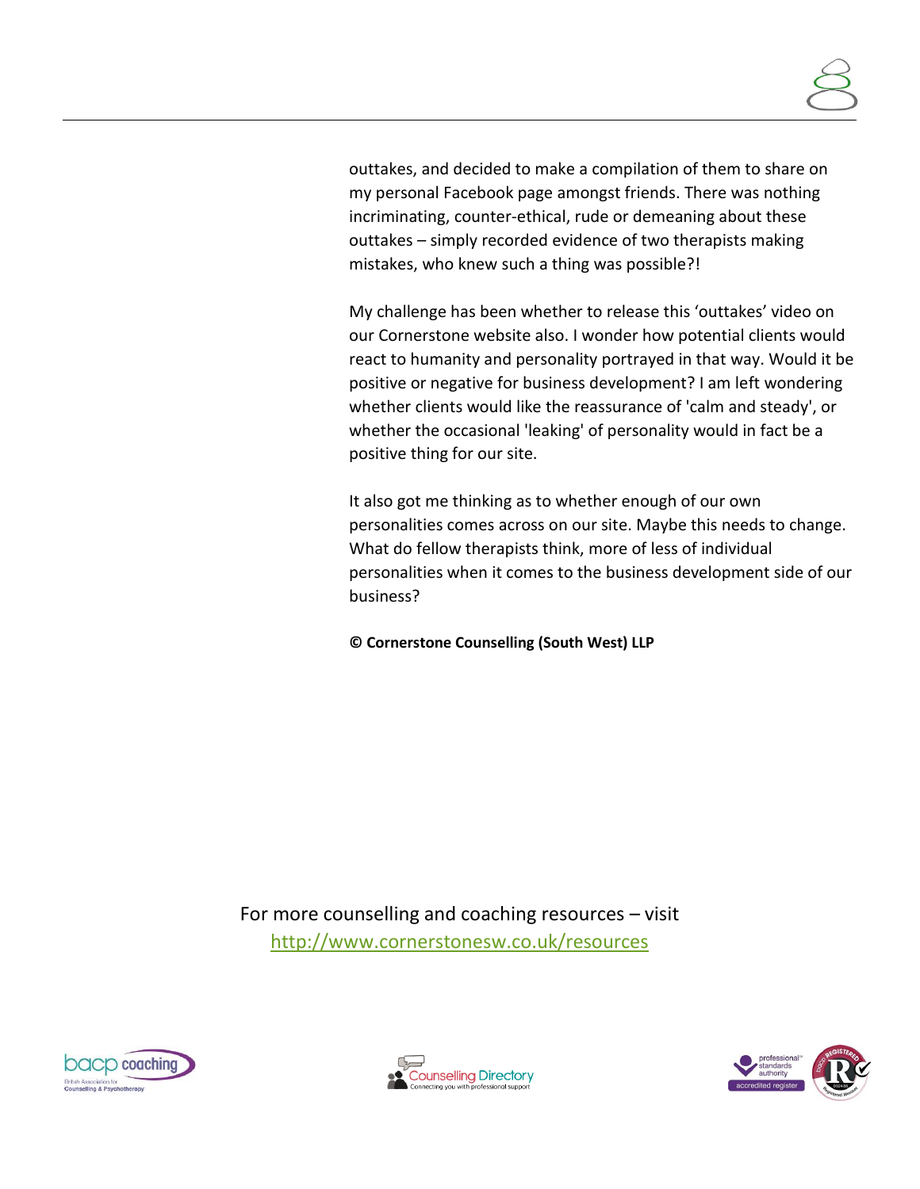outtakes, and decided to make a compilation of them to share on my personal Facebook page amongst friends. There was nothing incriminating, counter-ethical, rude or demeaning about these outtakes – simply recorded evidence of two therapists making mistakes, who knew such a thing was possible?!

My challenge has been whether to release this 'outtakes' video on our Cornerstone website also. I wonder how potential clients would react to humanity and personality portrayed in that way. Would it be positive or negative for business development? I am left wondering whether clients would like the reassurance of 'calm and steady', or whether the occasional 'leaking' of personality would in fact be a positive thing for our site.

It also got me thinking as to whether enough of our own personalities comes across on our site. Maybe this needs to change. What do fellow therapists think, more of less of individual personalities when it comes to the business development side of our business?

**© Cornerstone Counselling (South West) LLP**

For more counselling and coaching resources – visit
http://www.cornerstonesw.co.uk/resources